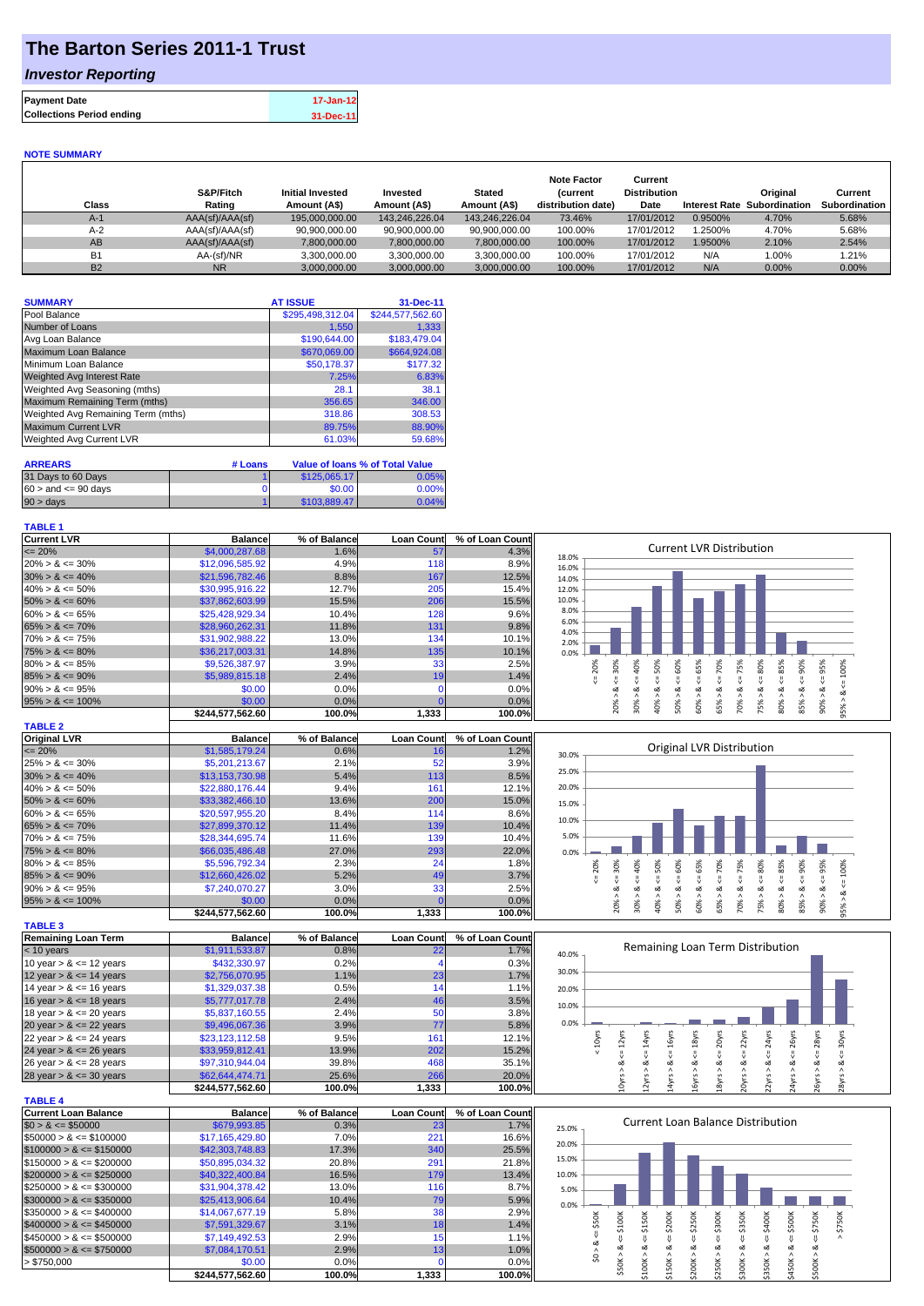# The Barton Series 2011-1 Trust

## *Investor Reporting*

| | |
|---|---|
| **Payment Date** | 17-Jan-12 |
| **Collections Period ending** | 31-Dec-11 |

**NOTE SUMMARY**

| Class | S&P/Fitch Rating | Initial Invested Amount (A$) | Invested Amount (A$) | Stated Amount (A$) | Note Factor (current distribution date) | Current Distribution Date | Interest Rate | Original Subordination | Current Subordination |
|---|---|---|---|---|---|---|---|---|---|
| A-1 | AAA(sf)/AAA(sf) | 195,000,000.00 | 143,246,226.04 | 143,246,226.04 | 73.46% | 17/01/2012 | 0.9500% | 4.70% | 5.68% |
| A-2 | AAA(sf)/AAA(sf) | 90,900,000.00 | 90,900,000.00 | 90,900,000.00 | 100.00% | 17/01/2012 | 1.2500% | 4.70% | 5.68% |
| AB | AAA(sf)/AAA(sf) | 7,800,000.00 | 7,800,000.00 | 7,800,000.00 | 100.00% | 17/01/2012 | 1.9500% | 2.10% | 2.54% |
| B1 | AA-(sf)/NR | 3,300,000.00 | 3,300,000.00 | 3,300,000.00 | 100.00% | 17/01/2012 | N/A | 1.00% | 1.21% |
| B2 | NR | 3,000,000.00 | 3,000,000.00 | 3,000,000.00 | 100.00% | 17/01/2012 | N/A | 0.00% | 0.00% |

| SUMMARY | AT ISSUE | 31-Dec-11 |
|---|---|---|
| Pool Balance | $295,498,312.04 | $244,577,562.60 |
| Number of Loans | 1,550 | 1,333 |
| Avg Loan Balance | $190,644.00 | $183,479.04 |
| Maximum Loan Balance | $670,069.00 | $664,924.08 |
| Minimum Loan Balance | $50,178.37 | $177.32 |
| Weighted Avg Interest Rate | 7.25% | 6.83% |
| Weighted Avg Seasoning (mths) | 28.1 | 38.1 |
| Maximum Remaining Term (mths) | 356.65 | 346.00 |
| Weighted Avg Remaining Term (mths) | 318.86 | 308.53 |
| Maximum Current LVR | 89.75% | 88.90% |
| Weighted Avg Current LVR | 61.03% | 59.68% |

| ARREARS | # Loans | Value of loans | % of Total Value |
|---|---|---|---|
| 31 Days to 60 Days | 1 | $125,065.17 | 0.05% |
| 60 > and <= 90 days | 0 | $0.00 | 0.00% |
| 90 > days | 1 | $103,889.47 | 0.04% |

**TABLE 1**

| Current LVR | Balance | % of Balance | Loan Count | % of Loan Count |
|---|---|---|---|---|
| <= 20% | $4,000,287.68 | 1.6% | 57 | 4.3% |
| 20% > & <= 30% | $12,096,585.92 | 4.9% | 118 | 8.9% |
| 30% > & <= 40% | $21,596,782.46 | 8.8% | 167 | 12.5% |
| 40% > & <= 50% | $30,995,916.22 | 12.7% | 205 | 15.4% |
| 50% > & <= 60% | $37,862,603.99 | 15.5% | 206 | 15.5% |
| 60% > & <= 65% | $25,428,929.34 | 10.4% | 128 | 9.6% |
| 65% > & <= 70% | $28,960,262.31 | 11.8% | 131 | 9.8% |
| 70% > & <= 75% | $31,902,988.22 | 13.0% | 134 | 10.1% |
| 75% > & <= 80% | $36,217,003.31 | 14.8% | 135 | 10.1% |
| 80% > & <= 85% | $9,526,387.97 | 3.9% | 33 | 2.5% |
| 85% > & <= 90% | $5,989,815.18 | 2.4% | 19 | 1.4% |
| 90% > & <= 95% | $0.00 | 0.0% | 0 | 0.0% |
| 95% > & <= 100% | $0.00 | 0.0% | 0 | 0.0% |
| | $244,577,562.60 | 100.0% | 1,333 | 100.0% |

**TABLE 2**

| Original LVR | Balance | % of Balance | Loan Count | % of Loan Count |
|---|---|---|---|---|
| <= 20% | $1,585,179.24 | 0.6% | 16 | 1.2% |
| 25% > & <= 30% | $5,201,213.67 | 2.1% | 52 | 3.9% |
| 30% > & <= 40% | $13,153,730.98 | 5.4% | 113 | 8.5% |
| 40% > & <= 50% | $22,880,176.44 | 9.4% | 161 | 12.1% |
| 50% > & <= 60% | $33,382,466.10 | 13.6% | 200 | 15.0% |
| 60% > & <= 65% | $20,597,955.20 | 8.4% | 114 | 8.6% |
| 65% > & <= 70% | $27,899,370.12 | 11.4% | 139 | 10.4% |
| 70% > & <= 75% | $28,344,695.74 | 11.6% | 139 | 10.4% |
| 75% > & <= 80% | $66,035,486.48 | 27.0% | 293 | 22.0% |
| 80% > & <= 85% | $5,596,792.34 | 2.3% | 24 | 1.8% |
| 85% > & <= 90% | $12,660,426.02 | 5.2% | 49 | 3.7% |
| 90% > & <= 95% | $7,240,070.27 | 3.0% | 33 | 2.5% |
| 95% > & <= 100% | $0.00 | 0.0% | 0 | 0.0% |
| | $244,577,562.60 | 100.0% | 1,333 | 100.0% |

**TABLE 3**

| Remaining Loan Term | Balance | % of Balance | Loan Count | % of Loan Count |
|---|---|---|---|---|
| < 10 years | $1,911,533.87 | 0.8% | 22 | 1.7% |
| 10 year > & <= 12 years | $432,330.97 | 0.2% | 4 | 0.3% |
| 12 year > & <= 14 years | $2,756,070.95 | 1.1% | 23 | 1.7% |
| 14 year > & <= 16 years | $1,329,037.38 | 0.5% | 14 | 1.1% |
| 16 year > & <= 18 years | $5,777,017.78 | 2.4% | 46 | 3.5% |
| 18 year > & <= 20 years | $5,837,160.55 | 2.4% | 50 | 3.8% |
| 20 year > & <= 22 years | $9,496,067.36 | 3.9% | 77 | 5.8% |
| 22 year > & <= 24 years | $23,123,112.58 | 9.5% | 161 | 12.1% |
| 24 year > & <= 26 years | $33,959,812.41 | 13.9% | 202 | 15.2% |
| 26 year > & <= 28 years | $97,310,944.04 | 39.8% | 468 | 35.1% |
| 28 year > & <= 30 years | $62,644,474.71 | 25.6% | 266 | 20.0% |
| | $244,577,562.60 | 100.0% | 1,333 | 100.0% |

**TABLE 4**

| Current Loan Balance | Balance | % of Balance | Loan Count | % of Loan Count |
|---|---|---|---|---|
| $0 > & <= $50000 | $679,993.85 | 0.3% | 23 | 1.7% |
| $50000 > & <= $100000 | $17,165,429.80 | 7.0% | 221 | 16.6% |
| $100000 > & <= $150000 | $42,303,748.83 | 17.3% | 340 | 25.5% |
| $150000 > & <= $200000 | $50,895,034.32 | 20.8% | 291 | 21.8% |
| $200000 > & <= $250000 | $40,322,400.84 | 16.5% | 179 | 13.4% |
| $250000 > & <= $300000 | $31,904,378.42 | 13.0% | 116 | 8.7% |
| $300000 > & <= $350000 | $25,413,906.64 | 10.4% | 79 | 5.9% |
| $350000 > & <= $400000 | $14,067,677.19 | 5.8% | 38 | 2.9% |
| $400000 > & <= $450000 | $7,591,329.67 | 3.1% | 18 | 1.4% |
| $450000 > & <= $500000 | $7,149,492.53 | 2.9% | 15 | 1.1% |
| $500000 > & <= $750000 | $7,084,170.51 | 2.9% | 13 | 1.0% |
| > $750,000 | $0.00 | 0.0% | 0 | 0.0% |
| | $244,577,562.60 | 100.0% | 1,333 | 100.0% |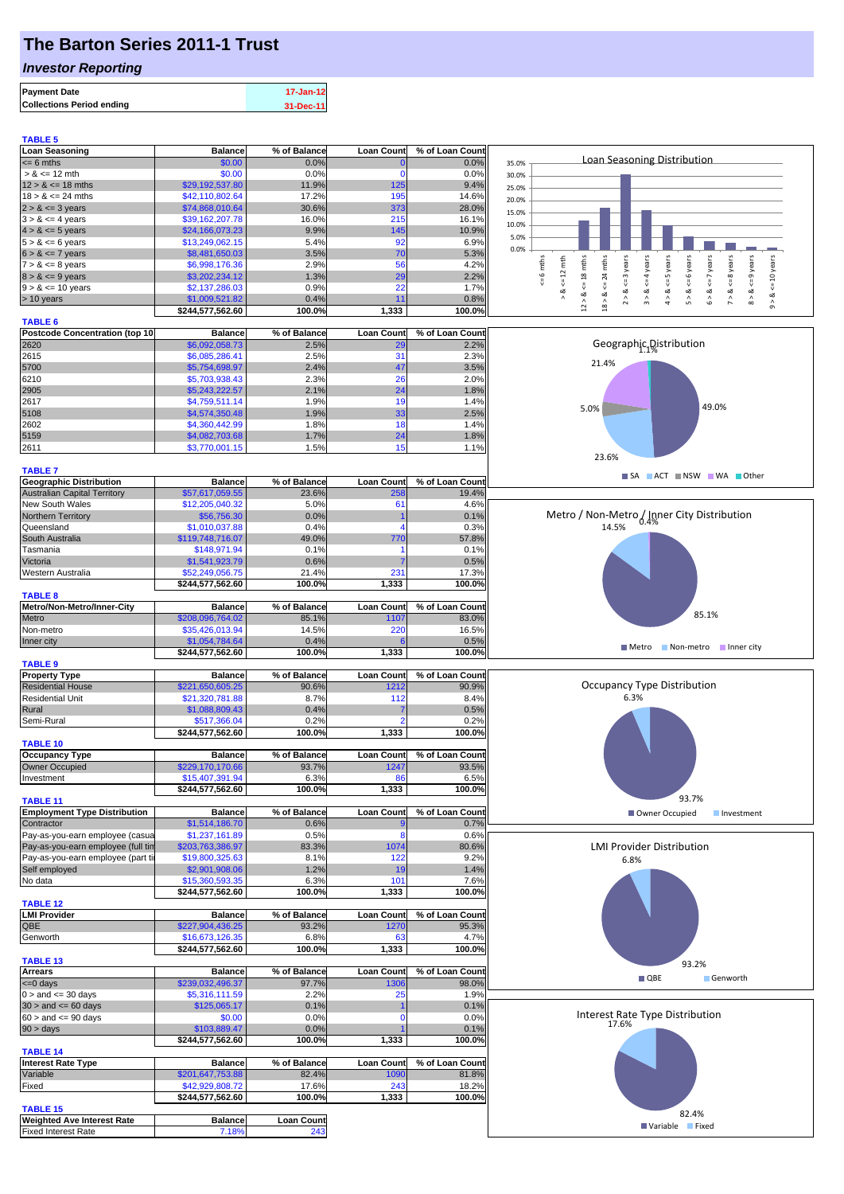# The Barton Series 2011-1 Trust

## *Investor Reporting*

| | |
|---|---|
| **Payment Date** | **17-Jan-12** |
| **Collections Period ending** | **31-Dec-11** |

**TABLE 5**

| Loan Seasoning | Balance | % of Balance | Loan Count | % of Loan Count |
|---|---|---|---|---|
| <= 6 mths | $0.00 | 0.0% | 0 | 0.0% |
| > & <= 12 mth | $0.00 | 0.0% | 0 | 0.0% |
| 12 > & <= 18 mths | $29,192,537.80 | 11.9% | 125 | 9.4% |
| 18 > & <= 24 mths | $42,110,802.64 | 17.2% | 195 | 14.6% |
| 2 > & <= 3 years | $74,868,010.64 | 30.6% | 373 | 28.0% |
| 3 > & <= 4 years | $39,162,207.78 | 16.0% | 215 | 16.1% |
| 4 > & <= 5 years | $24,166,073.23 | 9.9% | 145 | 10.9% |
| 5 > & <= 6 years | $13,249,062.15 | 5.4% | 92 | 6.9% |
| 6 > & <= 7 years | $8,481,650.03 | 3.5% | 70 | 5.3% |
| 7 > & <= 8 years | $6,998,176.36 | 2.9% | 56 | 4.2% |
| 8 > & <= 9 years | $3,202,234.12 | 1.3% | 29 | 2.2% |
| 9 > & <= 10 years | $2,137,286.03 | 0.9% | 22 | 1.7% |
| > 10 years | $1,009,521.82 | 0.4% | 11 | 0.8% |
| | $244,577,562.60 | 100.0% | 1,333 | 100.0% |

Loan Seasoning Distribution
35.0%
30.0%
25.0%
20.0%
15.0%
10.0%
5.0%
0.0%
<= 6 mths
> & <= 12 mth
12 > & <= 18 mths
18 > & <= 24 mths
2 > & <= 3 years
3 > & <= 4 years
4 > & <= 5 years
5 > & <= 6 years
6 > & <= 7 years
7 > & <= 8 years
8 > & <= 9 years
9 > & <= 10 years

**TABLE 6**

| Postcode Concentration (top 10) | Balance | % of Balance | Loan Count | % of Loan Count |
|---|---|---|---|---|
| 2620 | $6,092,058.73 | 2.5% | 29 | 2.2% |
| 2615 | $6,085,286.41 | 2.5% | 31 | 2.3% |
| 5700 | $5,754,698.97 | 2.4% | 47 | 3.5% |
| 6210 | $5,703,938.43 | 2.3% | 26 | 2.0% |
| 2905 | $5,243,222.57 | 2.1% | 24 | 1.8% |
| 2617 | $4,759,511.14 | 1.9% | 19 | 1.4% |
| 5108 | $4,574,350.48 | 1.9% | 33 | 2.5% |
| 2602 | $4,360,442.99 | 1.8% | 18 | 1.4% |
| 5159 | $4,082,703.68 | 1.7% | 24 | 1.8% |
| 2611 | $3,770,001.15 | 1.5% | 15 | 1.1% |

Geographic Distribution
1.1%
21.4%
5.0%
49.0%
23.6%
SA ACT NSW WA Other

**TABLE 7**

| Geographic Distribution | Balance | % of Balance | Loan Count | % of Loan Count |
|---|---|---|---|---|
| Australian Capital Territory | $57,617,059.55 | 23.6% | 258 | 19.4% |
| New South Wales | $12,205,040.32 | 5.0% | 61 | 4.6% |
| Northern Territory | $56,756.30 | 0.0% | 1 | 0.1% |
| Queensland | $1,010,037.88 | 0.4% | 4 | 0.3% |
| South Australia | $119,748,716.07 | 49.0% | 770 | 57.8% |
| Tasmania | $148,971.94 | 0.1% | 1 | 0.1% |
| Victoria | $1,541,923.79 | 0.6% | 7 | 0.5% |
| Western Australia | $52,249,056.75 | 21.4% | 231 | 17.3% |
| | $244,577,562.60 | 100.0% | 1,333 | 100.0% |

**TABLE 8**

| Metro/Non-Metro/Inner-City | Balance | % of Balance | Loan Count | % of Loan Count |
|---|---|---|---|---|
| Metro | $208,096,764.02 | 85.1% | 1107 | 83.0% |
| Non-metro | $35,426,013.94 | 14.5% | 220 | 16.5% |
| Inner city | $1,054,784.64 | 0.4% | 6 | 0.5% |
| | $244,577,562.60 | 100.0% | 1,333 | 100.0% |

Metro / Non-Metro / Inner City Distribution
14.5%
0.4%
85.1%
Metro Non-metro Inner city

**TABLE 9**

| Property Type | Balance | % of Balance | Loan Count | % of Loan Count |
|---|---|---|---|---|
| Residential House | $221,650,605.25 | 90.6% | 1212 | 90.9% |
| Residential Unit | $21,320,781.88 | 8.7% | 112 | 8.4% |
| Rural | $1,088,809.43 | 0.4% | 7 | 0.5% |
| Semi-Rural | $517,366.04 | 0.2% | 2 | 0.2% |
| | $244,577,562.60 | 100.0% | 1,333 | 100.0% |

Occupancy Type Distribution
6.3%
93.7%
Owner Occupied Investment

**TABLE 10**

| Occupancy Type | Balance | % of Balance | Loan Count | % of Loan Count |
|---|---|---|---|---|
| Owner Occupied | $229,170,170.66 | 93.7% | 1247 | 93.5% |
| Investment | $15,407,391.94 | 6.3% | 86 | 6.5% |
| | $244,577,562.60 | 100.0% | 1,333 | 100.0% |

**TABLE 11**

| Employment Type Distribution | Balance | % of Balance | Loan Count | % of Loan Count |
|---|---|---|---|---|
| Contractor | $1,514,186.70 | 0.6% | 9 | 0.7% |
| Pay-as-you-earn employee (casual) | $1,237,161.89 | 0.5% | 8 | 0.6% |
| Pay-as-you-earn employee (full time) | $203,763,386.97 | 83.3% | 1074 | 80.6% |
| Pay-as-you-earn employee (part time) | $19,800,325.63 | 8.1% | 122 | 9.2% |
| Self employed | $2,901,908.06 | 1.2% | 19 | 1.4% |
| No data | $15,360,593.35 | 6.3% | 101 | 7.6% |
| | $244,577,562.60 | 100.0% | 1,333 | 100.0% |

LMI Provider Distribution
6.8%
93.2%
QBE Genworth

**TABLE 12**

| LMI Provider | Balance | % of Balance | Loan Count | % of Loan Count |
|---|---|---|---|---|
| QBE | $227,904,436.25 | 93.2% | 1270 | 95.3% |
| Genworth | $16,673,126.35 | 6.8% | 63 | 4.7% |
| | $244,577,562.60 | 100.0% | 1,333 | 100.0% |

**TABLE 13**

| Arrears | Balance | % of Balance | Loan Count | % of Loan Count |
|---|---|---|---|---|
| <=0 days | $239,032,496.37 | 97.7% | 1306 | 98.0% |
| 0 > and <= 30 days | $5,316,111.59 | 2.2% | 25 | 1.9% |
| 30 > and <= 60 days | $125,065.17 | 0.1% | 1 | 0.1% |
| 60 > and <= 90 days | $0.00 | 0.0% | 0 | 0.0% |
| 90 > days | $103,889.47 | 0.0% | 1 | 0.1% |
| | $244,577,562.60 | 100.0% | 1,333 | 100.0% |

Interest Rate Type Distribution
17.6%
82.4%
Variable Fixed

**TABLE 14**

| Interest Rate Type | Balance | % of Balance | Loan Count | % of Loan Count |
|---|---|---|---|---|
| Variable | $201,647,753.88 | 82.4% | 1090 | 81.8% |
| Fixed | $42,929,808.72 | 17.6% | 243 | 18.2% |
| | $244,577,562.60 | 100.0% | 1,333 | 100.0% |

**TABLE 15**

| Weighted Ave Interest Rate | Balance | Loan Count |
|---|---|---|
| Fixed Interest Rate | 7.18% | 243 |